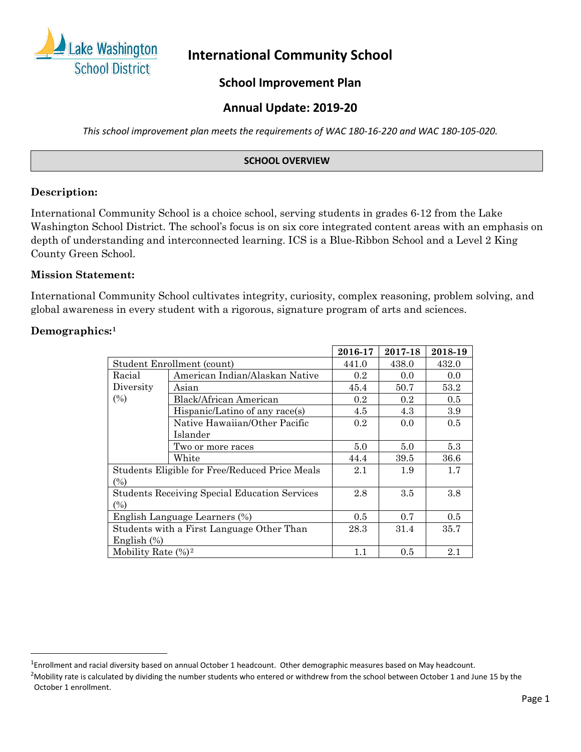# International Community School

## School Improvement Plan

## Annual Update: 2019-20

*This school improvement plan meets the requirements of WAC 180-16-220 and WAC 180-105-020.*

**SCHOOL OVERVIEW**

### Description:

International Community School is a choice school, serving students in grades 6-12 from the Lake Washington School District. The school's focus is on six core integrated content areas with an emphasis on depth of understanding and interconnected learning. ICS is a Blue-Ribbon School and a Level 2 King County Green School.

### Mission Statement:

International Community School cultivates integrity, curiosity, complex reasoning, problem solving, and global awareness in every student with a rigorous, signature program of arts and sciences.

### Demographics:[1]

| | | 2016-17 | 2017-18 | 2018-19 |
|---|---|---|---|---|
| Student Enrollment (count) | | 441.0 | 438.0 | 432.0 |
| Racial Diversity (%) | American Indian/Alaskan Native | 0.2 | 0.0 | 0.0 |
| | Asian | 45.4 | 50.7 | 53.2 |
| | Black/African American | 0.2 | 0.2 | 0.5 |
| | Hispanic/Latino of any race(s) | 4.5 | 4.3 | 3.9 |
| | Native Hawaiian/Other Pacific Islander | 0.2 | 0.0 | 0.5 |
| | Two or more races | 5.0 | 5.0 | 5.3 |
| | White | 44.4 | 39.5 | 36.6 |
| Students Eligible for Free/Reduced Price Meals (%) | | 2.1 | 1.9 | 1.7 |
| Students Receiving Special Education Services (%) | | 2.8 | 3.5 | 3.8 |
| English Language Learners (%) | | 0.5 | 0.7 | 0.5 |
| Students with a First Language Other Than English (%) | | 28.3 | 31.4 | 35.7 |
| Mobility Rate (%)[2] | | 1.1 | 0.5 | 2.1 |

[1] Enrollment and racial diversity based on annual October 1 headcount. Other demographic measures based on May headcount.

[2] Mobility rate is calculated by dividing the number students who entered or withdrew from the school between October 1 and June 15 by the October 1 enrollment.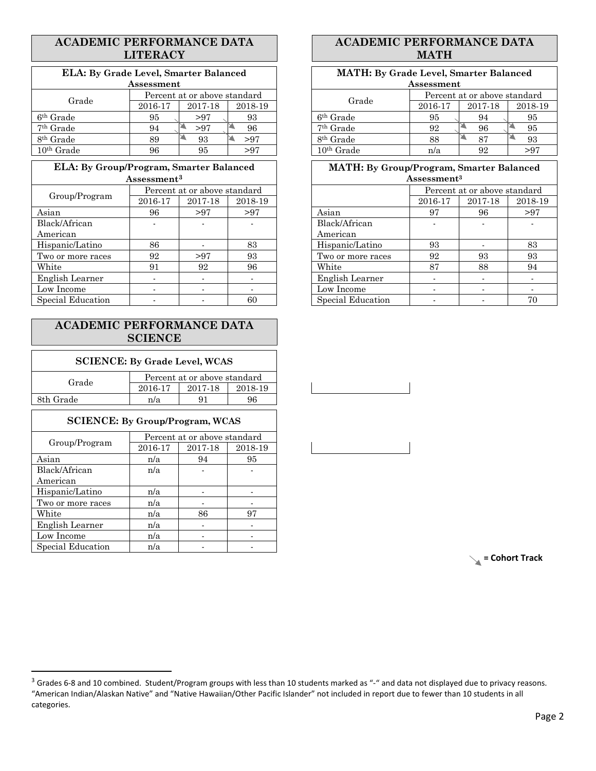## ACADEMIC PERFORMANCE DATA LITERACY

| ELA: By Grade Level, Smarter Balanced Assessment | | | |
|---|---|---|---|
| Grade | Percent at or above standard | | |
| | 2016-17 | 2017-18 | 2018-19 |
| 6th Grade | 95 | >97 | 93 |
| 7th Grade | 94 | >97 | 96 |
| 8th Grade | 89 | 93 | >97 |
| 10th Grade | 96 | 95 | >97 |

| ELA: By Group/Program, Smarter Balanced Assessment[3] | | | |
|---|---|---|---|
| Group/Program | Percent at or above standard | | |
| | 2016-17 | 2017-18 | 2018-19 |
| Asian | 96 | >97 | >97 |
| Black/African American | - | - | - |
| Hispanic/Latino | 86 | - | 83 |
| Two or more races | 92 | >97 | 93 |
| White | 91 | 92 | 96 |
| English Learner | - | - | - |
| Low Income | - | - | - |
| Special Education | - | - | 60 |

## ACADEMIC PERFORMANCE DATA MATH

| MATH: By Grade Level, Smarter Balanced Assessment | | | |
|---|---|---|---|
| Grade | Percent at or above standard | | |
| | 2016-17 | 2017-18 | 2018-19 |
| 6th Grade | 95 | 94 | 95 |
| 7th Grade | 92 | 96 | 95 |
| 8th Grade | 88 | 87 | 93 |
| 10th Grade | n/a | 92 | >97 |

| MATH: By Group/Program, Smarter Balanced Assessment[3] | | | |
|---|---|---|---|
| | Percent at or above standard | | |
| | 2016-17 | 2017-18 | 2018-19 |
| Asian | 97 | 96 | >97 |
| Black/African American | - | - | - |
| Hispanic/Latino | 93 | - | 83 |
| Two or more races | 92 | 93 | 93 |
| White | 87 | 88 | 94 |
| English Learner | - | - | - |
| Low Income | - | - | - |
| Special Education | - | - | 70 |

## ACADEMIC PERFORMANCE DATA SCIENCE

| SCIENCE: By Grade Level, WCAS | | | |
|---|---|---|---|
| Grade | Percent at or above standard | | |
| | 2016-17 | 2017-18 | 2018-19 |
| 8th Grade | n/a | 91 | 96 |

| SCIENCE: By Group/Program, WCAS | | | |
|---|---|---|---|
| Group/Program | Percent at or above standard | | |
| | 2016-17 | 2017-18 | 2018-19 |
| Asian | n/a | 94 | 95 |
| Black/African American | n/a | - | - |
| Hispanic/Latino | n/a | - | - |
| Two or more races | n/a | - | - |
| White | n/a | 86 | 97 |
| English Learner | n/a | - | - |
| Low Income | n/a | - | - |
| Special Education | n/a | - | - |

↘ **= Cohort Track**

[3] Grades 6-8 and 10 combined. Student/Program groups with less than 10 students marked as "-" and data not displayed due to privacy reasons. "American Indian/Alaskan Native" and "Native Hawaiian/Other Pacific Islander" not included in report due to fewer than 10 students in all categories.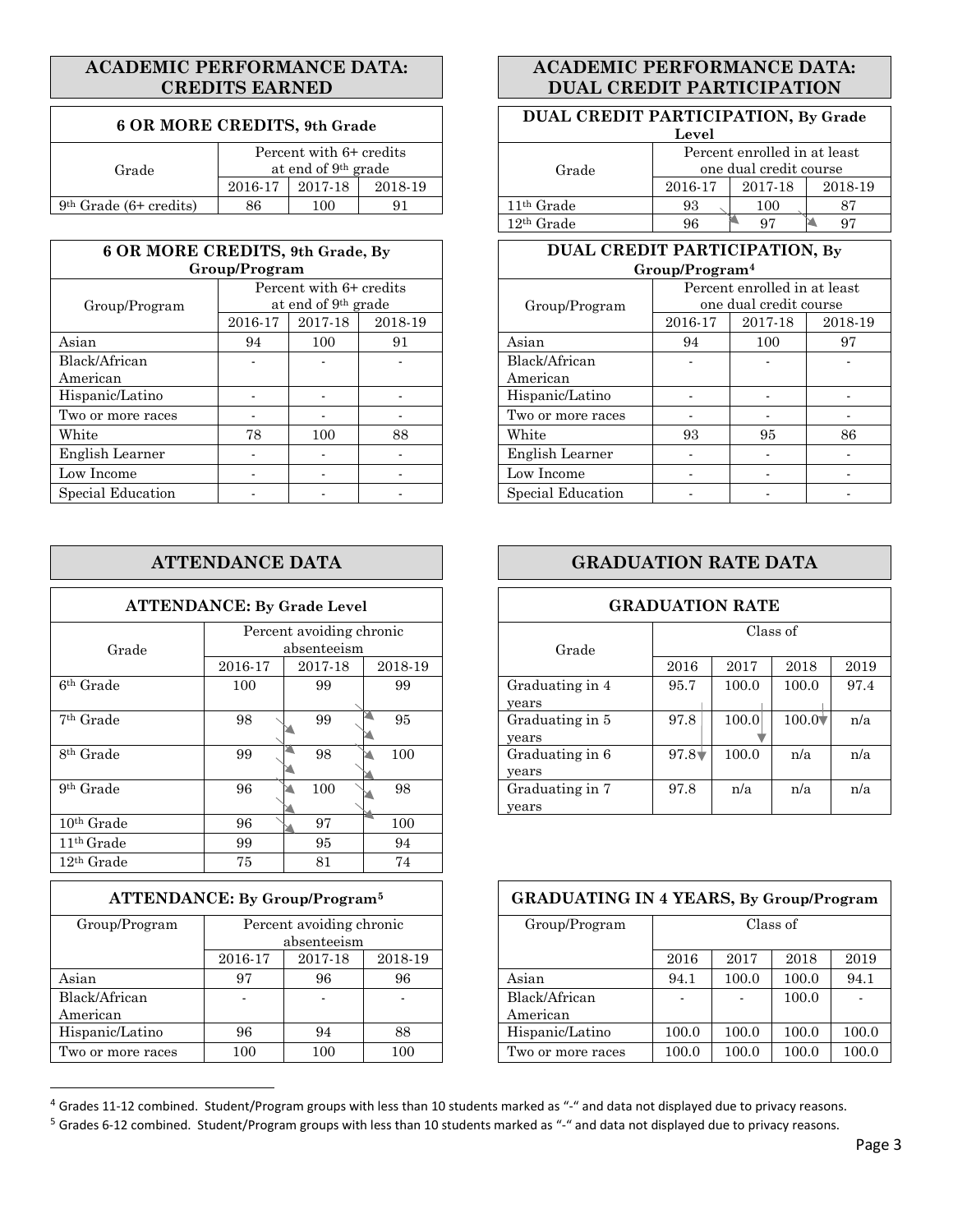## ACADEMIC PERFORMANCE DATA: CREDITS EARNED

| 6 OR MORE CREDITS, 9th Grade | | | |
|---|---|---|---|
| Grade | Percent with 6+ credits at end of 9th grade | | |
| | 2016-17 | 2017-18 | 2018-19 |
| 9th Grade (6+ credits) | 86 | 100 | 91 |

| 6 OR MORE CREDITS, 9th Grade, By Group/Program | | | |
|---|---|---|---|
| Group/Program | Percent with 6+ credits at end of 9th grade | | |
| | 2016-17 | 2017-18 | 2018-19 |
| Asian | 94 | 100 | 91 |
| Black/African American | - | - | - |
| Hispanic/Latino | - | - | - |
| Two or more races | - | - | - |
| White | 78 | 100 | 88 |
| English Learner | - | - | - |
| Low Income | - | - | - |
| Special Education | - | - | - |

## ACADEMIC PERFORMANCE DATA: DUAL CREDIT PARTICIPATION

| DUAL CREDIT PARTICIPATION, By Grade Level | | | |
|---|---|---|---|
| Grade | Percent enrolled in at least one dual credit course | | |
| | 2016-17 | 2017-18 | 2018-19 |
| 11th Grade | 93 | 100 | 87 |
| 12th Grade | 96 | 97 | 97 |

| DUAL CREDIT PARTICIPATION, By Group/Program[4] | | | |
|---|---|---|---|
| Group/Program | Percent enrolled in at least one dual credit course | | |
| | 2016-17 | 2017-18 | 2018-19 |
| Asian | 94 | 100 | 97 |
| Black/African American | - | - | - |
| Hispanic/Latino | - | - | - |
| Two or more races | - | - | - |
| White | 93 | 95 | 86 |
| English Learner | - | - | - |
| Low Income | - | - | - |
| Special Education | - | - | - |

## ATTENDANCE DATA

| ATTENDANCE: By Grade Level | | | |
|---|---|---|---|
| Grade | Percent avoiding chronic absenteeism | | |
| | 2016-17 | 2017-18 | 2018-19 |
| 6th Grade | 100 | 99 | 99 |
| 7th Grade | 98 | 99 | 95 |
| 8th Grade | 99 | 98 | 100 |
| 9th Grade | 96 | 100 | 98 |
| 10th Grade | 96 | 97 | 100 |
| 11th Grade | 99 | 95 | 94 |
| 12th Grade | 75 | 81 | 74 |

| ATTENDANCE: By Group/Program[5] | | | |
|---|---|---|---|
| Group/Program | Percent avoiding chronic absenteeism | | |
| | 2016-17 | 2017-18 | 2018-19 |
| Asian | 97 | 96 | 96 |
| Black/African American | - | - | - |
| Hispanic/Latino | 96 | 94 | 88 |
| Two or more races | 100 | 100 | 100 |

## GRADUATION RATE DATA

| GRADUATION RATE | | | | |
|---|---|---|---|---|
| Grade | Class of | | | |
| | 2016 | 2017 | 2018 | 2019 |
| Graduating in 4 years | 95.7 | 100.0 | 100.0 | 97.4 |
| Graduating in 5 years | 97.8 | 100.0 | 100.0 | n/a |
| Graduating in 6 years | 97.8 | 100.0 | n/a | n/a |
| Graduating in 7 years | 97.8 | n/a | n/a | n/a |

| GRADUATING IN 4 YEARS, By Group/Program | | | | |
|---|---|---|---|---|
| Group/Program | Class of | | | |
| | 2016 | 2017 | 2018 | 2019 |
| Asian | 94.1 | 100.0 | 100.0 | 94.1 |
| Black/African American | - | - | 100.0 | - |
| Hispanic/Latino | 100.0 | 100.0 | 100.0 | 100.0 |
| Two or more races | 100.0 | 100.0 | 100.0 | 100.0 |

[4] Grades 11-12 combined. Student/Program groups with less than 10 students marked as "-" and data not displayed due to privacy reasons.

[5] Grades 6-12 combined. Student/Program groups with less than 10 students marked as "-" and data not displayed due to privacy reasons.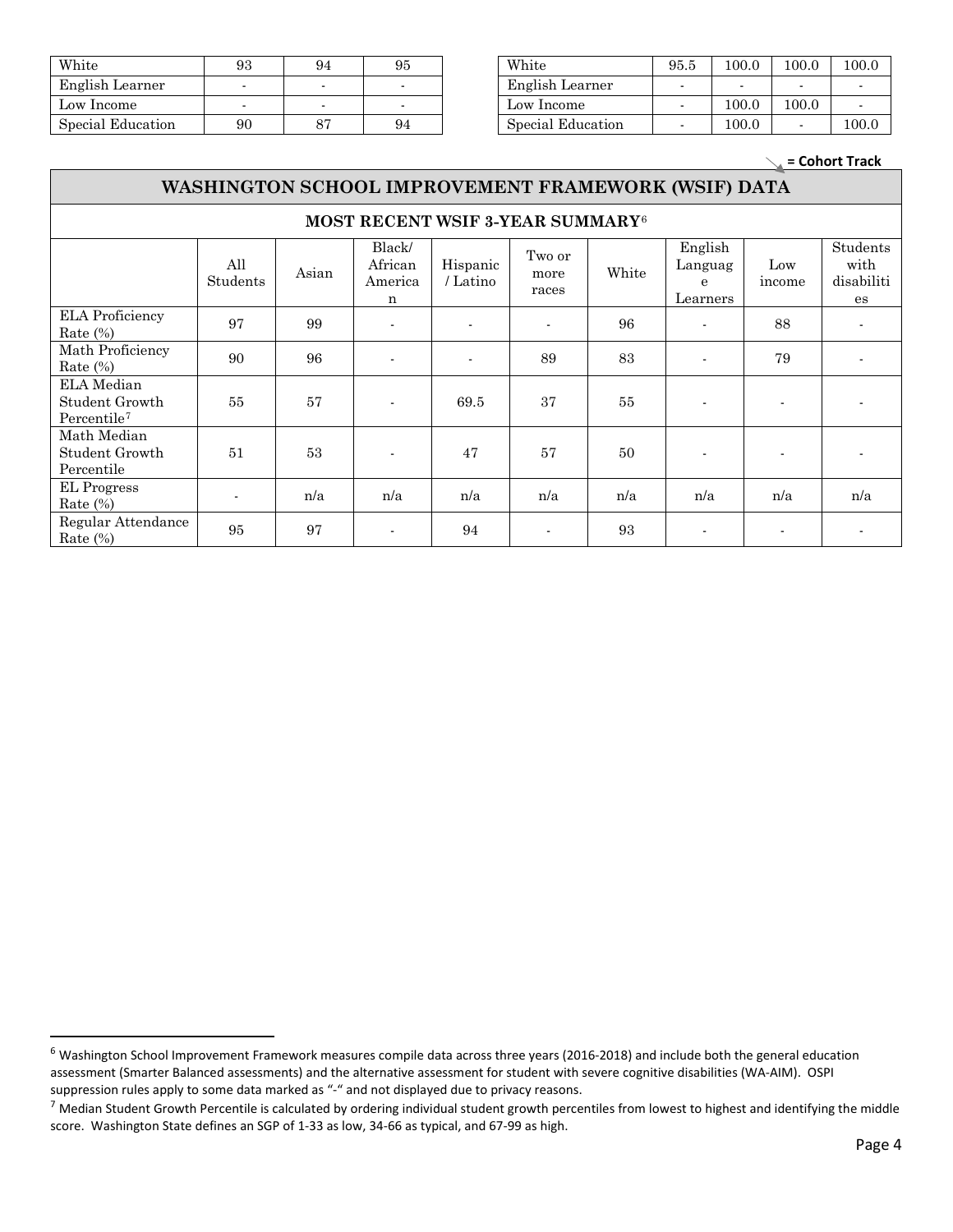| White | 93 | 94 | 95 |
| --- | --- | --- | --- |
| English Learner | - | - | - |
| Low Income | - | - | - |
| Special Education | 90 | 87 | 94 |

| White | 95.5 | 100.0 | 100.0 | 100.0 |
| --- | --- | --- | --- | --- |
| English Learner | - | - | - | - |
| Low Income | - | 100.0 | 100.0 | - |
| Special Education | - | 100.0 | - | 100.0 |

**= Cohort Track**

## WASHINGTON SCHOOL IMPROVEMENT FRAMEWORK (WSIF) DATA

### MOST RECENT WSIF 3-YEAR SUMMARY[6]

| | All Students | Asian | Black/ African American | Hispanic / Latino | Two or more races | White | English Language Learners | Low income | Students with disabilities |
| --- | --- | --- | --- | --- | --- | --- | --- | --- | --- |
| ELA Proficiency Rate (%) | 97 | 99 | - | - | - | 96 | - | 88 | - |
| Math Proficiency Rate (%) | 90 | 96 | - | - | 89 | 83 | - | 79 | - |
| ELA Median Student Growth Percentile[7] | 55 | 57 | - | 69.5 | 37 | 55 | - | - | - |
| Math Median Student Growth Percentile | 51 | 53 | - | 47 | 57 | 50 | - | - | - |
| EL Progress Rate (%) | - | n/a | n/a | n/a | n/a | n/a | n/a | n/a | n/a |
| Regular Attendance Rate (%) | 95 | 97 | - | 94 | - | 93 | - | - | - |

[6] Washington School Improvement Framework measures compile data across three years (2016-2018) and include both the general education assessment (Smarter Balanced assessments) and the alternative assessment for student with severe cognitive disabilities (WA-AIM). OSPI suppression rules apply to some data marked as "-" and not displayed due to privacy reasons.

[7] Median Student Growth Percentile is calculated by ordering individual student growth percentiles from lowest to highest and identifying the middle score. Washington State defines an SGP of 1-33 as low, 34-66 as typical, and 67-99 as high.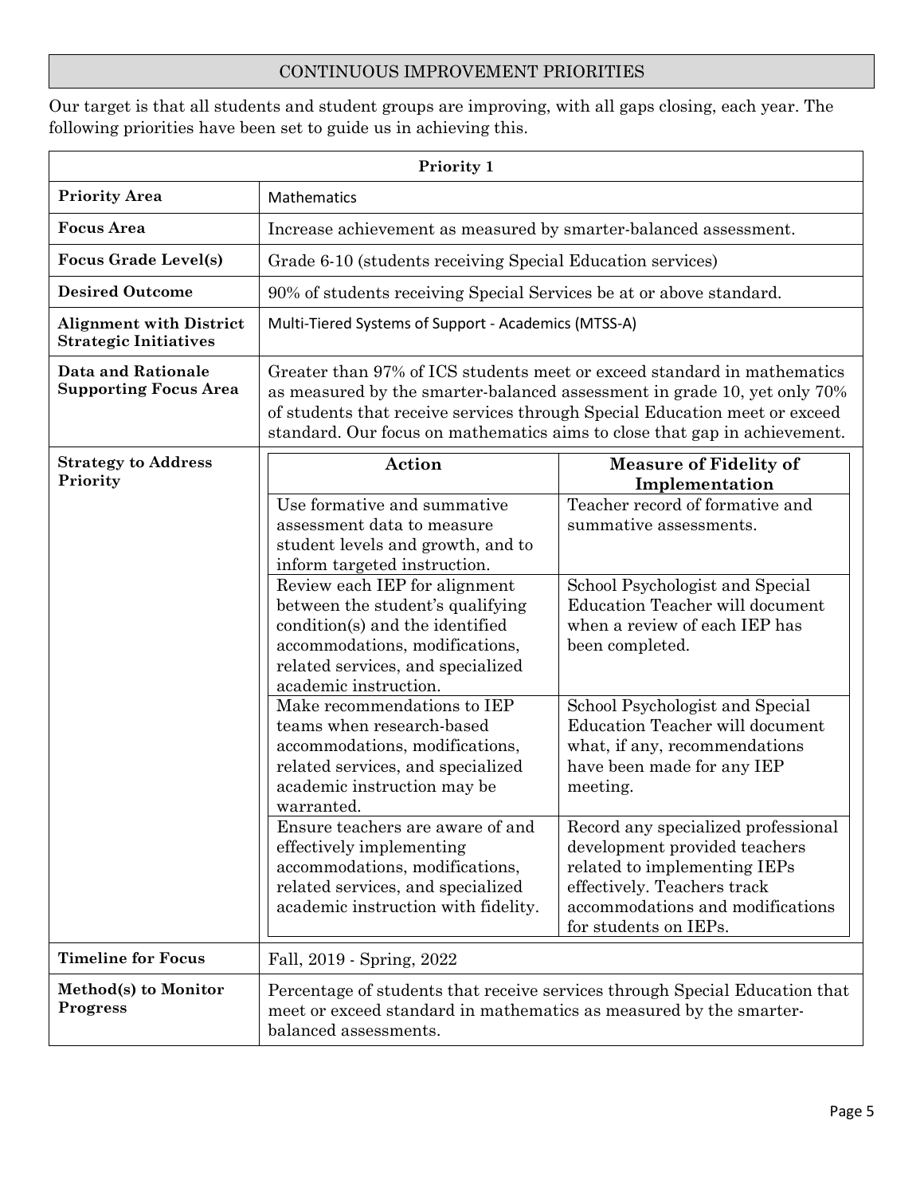## CONTINUOUS IMPROVEMENT PRIORITIES

Our target is that all students and student groups are improving, with all gaps closing, each year. The following priorities have been set to guide us in achieving this.

| Priority 1 | |
|---|---|
| **Priority Area** | Mathematics |
| **Focus Area** | Increase achievement as measured by smarter-balanced assessment. |
| **Focus Grade Level(s)** | Grade 6-10 (students receiving Special Education services) |
| **Desired Outcome** | 90% of students receiving Special Services be at or above standard. |
| **Alignment with District Strategic Initiatives** | Multi-Tiered Systems of Support - Academics (MTSS-A) |
| **Data and Rationale Supporting Focus Area** | Greater than 97% of ICS students meet or exceed standard in mathematics as measured by the smarter-balanced assessment in grade 10, yet only 70% of students that receive services through Special Education meet or exceed standard. Our focus on mathematics aims to close that gap in achievement. |
| **Strategy to Address Priority** | See table below |
| **Timeline for Focus** | Fall, 2019 - Spring, 2022 |
| **Method(s) to Monitor Progress** | Percentage of students that receive services through Special Education that meet or exceed standard in mathematics as measured by the smarter-balanced assessments. |

**Strategy to Address Priority**

| Action | Measure of Fidelity of Implementation |
|---|---|
| Use formative and summative assessment data to measure student levels and growth, and to inform targeted instruction. | Teacher record of formative and summative assessments. |
| Review each IEP for alignment between the student's qualifying condition(s) and the identified accommodations, modifications, related services, and specialized academic instruction. | School Psychologist and Special Education Teacher will document when a review of each IEP has been completed. |
| Make recommendations to IEP teams when research-based accommodations, modifications, related services, and specialized academic instruction may be warranted. | School Psychologist and Special Education Teacher will document what, if any, recommendations have been made for any IEP meeting. |
| Ensure teachers are aware of and effectively implementing accommodations, modifications, related services, and specialized academic instruction with fidelity. | Record any specialized professional development provided teachers related to implementing IEPs effectively. Teachers track accommodations and modifications for students on IEPs. |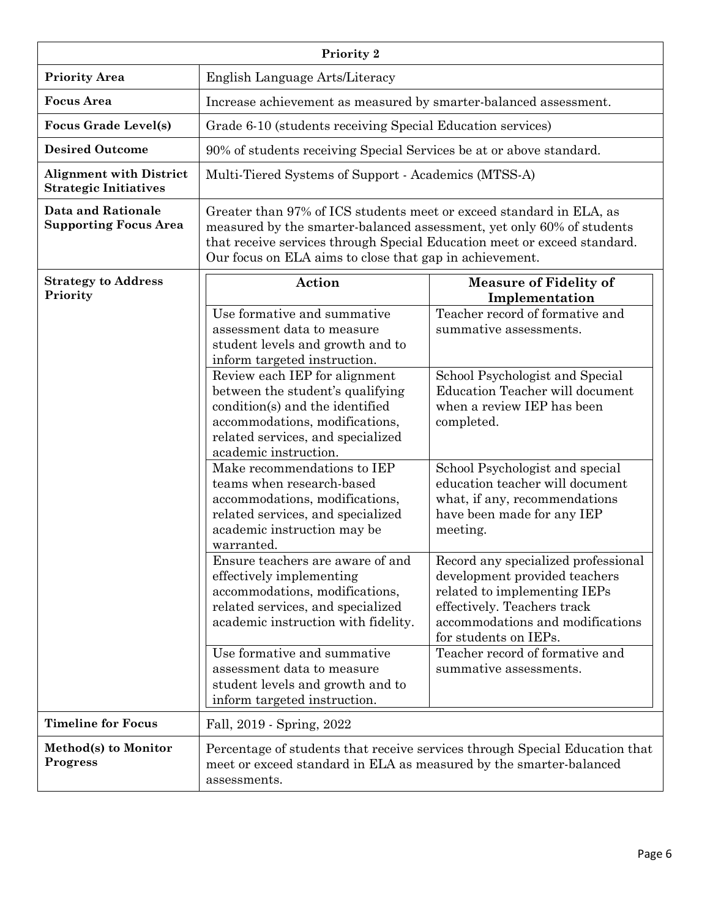| Priority 2 | | |
|---|---|---|
| **Priority Area** | English Language Arts/Literacy | |
| **Focus Area** | Increase achievement as measured by smarter-balanced assessment. | |
| **Focus Grade Level(s)** | Grade 6-10 (students receiving Special Education services) | |
| **Desired Outcome** | 90% of students receiving Special Services be at or above standard. | |
| **Alignment with District Strategic Initiatives** | Multi-Tiered Systems of Support - Academics (MTSS-A) | |
| **Data and Rationale Supporting Focus Area** | Greater than 97% of ICS students meet or exceed standard in ELA, as measured by the smarter-balanced assessment, yet only 60% of students that receive services through Special Education meet or exceed standard. Our focus on ELA aims to close that gap in achievement. | |
| **Strategy to Address Priority** | **Action** | **Measure of Fidelity of Implementation** |
| | Use formative and summative assessment data to measure student levels and growth and to inform targeted instruction. | Teacher record of formative and summative assessments. |
| | Review each IEP for alignment between the student's qualifying condition(s) and the identified accommodations, modifications, related services, and specialized academic instruction. | School Psychologist and Special Education Teacher will document when a review IEP has been completed. |
| | Make recommendations to IEP teams when research-based accommodations, modifications, related services, and specialized academic instruction may be warranted. | School Psychologist and special education teacher will document what, if any, recommendations have been made for any IEP meeting. |
| | Ensure teachers are aware of and effectively implementing accommodations, modifications, related services, and specialized academic instruction with fidelity. | Record any specialized professional development provided teachers related to implementing IEPs effectively. Teachers track accommodations and modifications for students on IEPs. |
| | Use formative and summative assessment data to measure student levels and growth and to inform targeted instruction. | Teacher record of formative and summative assessments. |
| **Timeline for Focus** | Fall, 2019 - Spring, 2022 | |
| **Method(s) to Monitor Progress** | Percentage of students that receive services through Special Education that meet or exceed standard in ELA as measured by the smarter-balanced assessments. | |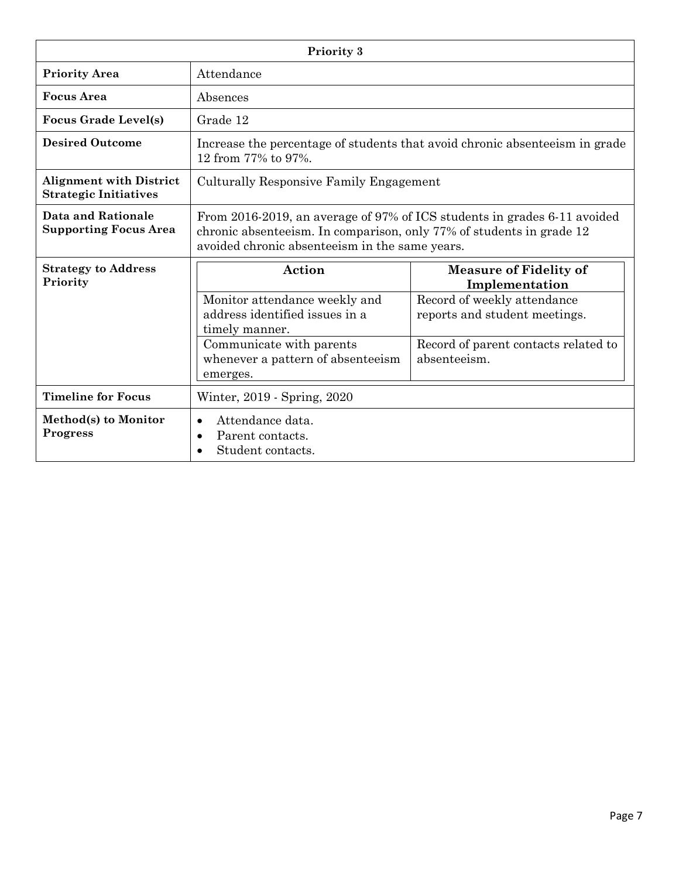| Priority 3 | |
|---|---|
| **Priority Area** | Attendance |
| **Focus Area** | Absences |
| **Focus Grade Level(s)** | Grade 12 |
| **Desired Outcome** | Increase the percentage of students that avoid chronic absenteeism in grade 12 from 77% to 97%. |
| **Alignment with District Strategic Initiatives** | Culturally Responsive Family Engagement |
| **Data and Rationale Supporting Focus Area** | From 2016-2019, an average of 97% of ICS students in grades 6-11 avoided chronic absenteeism. In comparison, only 77% of students in grade 12 avoided chronic absenteeism in the same years. |
| **Strategy to Address Priority** | See table below. |
| **Timeline for Focus** | Winter, 2019 - Spring, 2020 |
| **Method(s) to Monitor Progress** | • Attendance data.<br>• Parent contacts.<br>• Student contacts. |

**Strategy to Address Priority**

| Action | Measure of Fidelity of Implementation |
|---|---|
| Monitor attendance weekly and address identified issues in a timely manner. | Record of weekly attendance reports and student meetings. |
| Communicate with parents whenever a pattern of absenteeism emerges. | Record of parent contacts related to absenteeism. |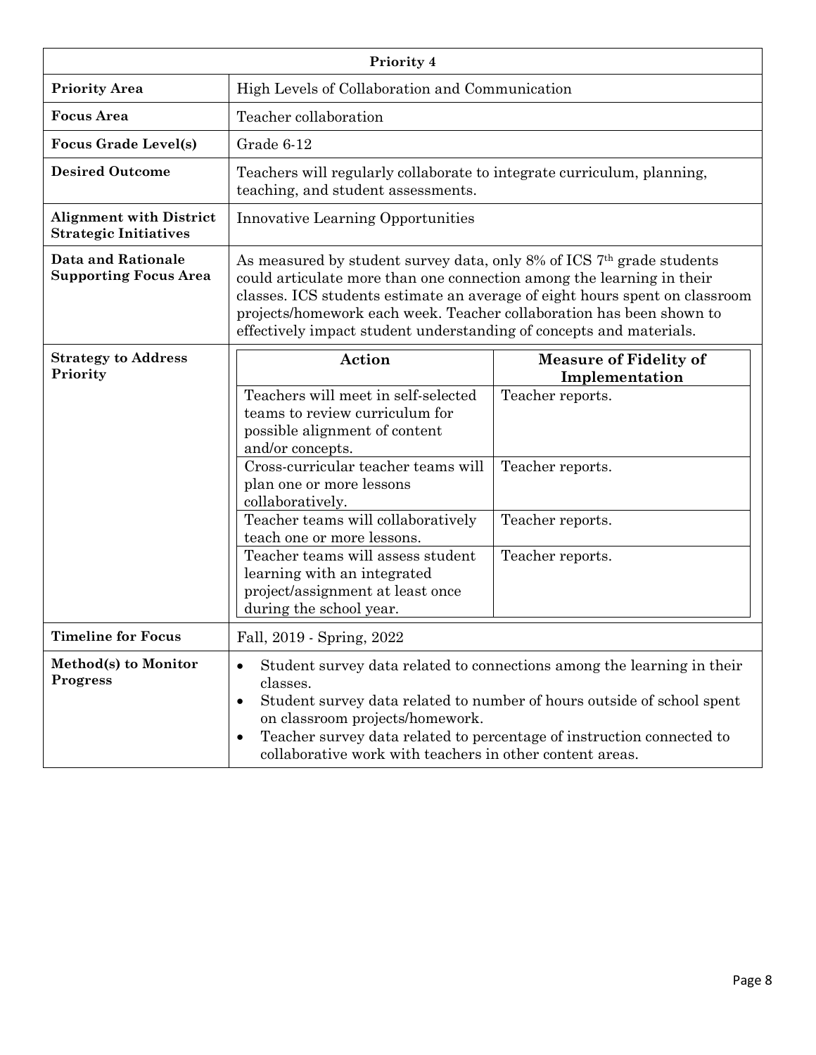| Priority 4 | |
|---|---|
| **Priority Area** | High Levels of Collaboration and Communication |
| **Focus Area** | Teacher collaboration |
| **Focus Grade Level(s)** | Grade 6-12 |
| **Desired Outcome** | Teachers will regularly collaborate to integrate curriculum, planning, teaching, and student assessments. |
| **Alignment with District Strategic Initiatives** | Innovative Learning Opportunities |
| **Data and Rationale Supporting Focus Area** | As measured by student survey data, only 8% of ICS 7th grade students could articulate more than one connection among the learning in their classes. ICS students estimate an average of eight hours spent on classroom projects/homework each week. Teacher collaboration has been shown to effectively impact student understanding of concepts and materials. |
| **Strategy to Address Priority** | **Action** — **Measure of Fidelity of Implementation**<br>Teachers will meet in self-selected teams to review curriculum for possible alignment of content and/or concepts. — Teacher reports.<br>Cross-curricular teacher teams will plan one or more lessons collaboratively. — Teacher reports.<br>Teacher teams will collaboratively teach one or more lessons. — Teacher reports.<br>Teacher teams will assess student learning with an integrated project/assignment at least once during the school year. — Teacher reports. |
| **Timeline for Focus** | Fall, 2019 - Spring, 2022 |
| **Method(s) to Monitor Progress** | • Student survey data related to connections among the learning in their classes.<br>• Student survey data related to number of hours outside of school spent on classroom projects/homework.<br>• Teacher survey data related to percentage of instruction connected to collaborative work with teachers in other content areas. |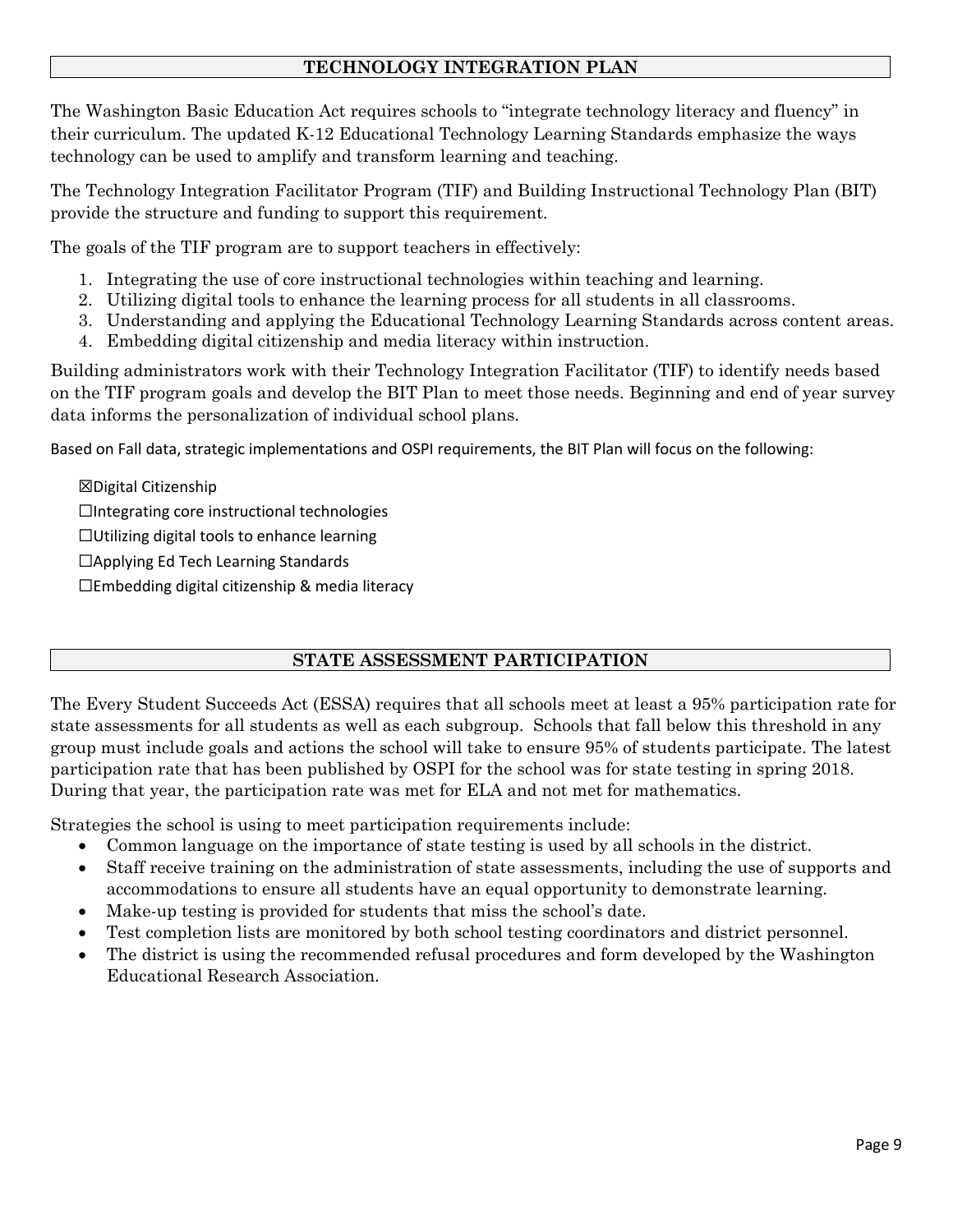## TECHNOLOGY INTEGRATION PLAN

The Washington Basic Education Act requires schools to "integrate technology literacy and fluency" in their curriculum. The updated K-12 Educational Technology Learning Standards emphasize the ways technology can be used to amplify and transform learning and teaching.

The Technology Integration Facilitator Program (TIF) and Building Instructional Technology Plan (BIT) provide the structure and funding to support this requirement.

The goals of the TIF program are to support teachers in effectively:

1. Integrating the use of core instructional technologies within teaching and learning.
2. Utilizing digital tools to enhance the learning process for all students in all classrooms.
3. Understanding and applying the Educational Technology Learning Standards across content areas.
4. Embedding digital citizenship and media literacy within instruction.

Building administrators work with their Technology Integration Facilitator (TIF) to identify needs based on the TIF program goals and develop the BIT Plan to meet those needs. Beginning and end of year survey data informs the personalization of individual school plans.

Based on Fall data, strategic implementations and OSPI requirements, the BIT Plan will focus on the following:

☒Digital Citizenship
☐Integrating core instructional technologies
☐Utilizing digital tools to enhance learning
☐Applying Ed Tech Learning Standards
☐Embedding digital citizenship & media literacy

## STATE ASSESSMENT PARTICIPATION

The Every Student Succeeds Act (ESSA) requires that all schools meet at least a 95% participation rate for state assessments for all students as well as each subgroup. Schools that fall below this threshold in any group must include goals and actions the school will take to ensure 95% of students participate. The latest participation rate that has been published by OSPI for the school was for state testing in spring 2018. During that year, the participation rate was met for ELA and not met for mathematics.

Strategies the school is using to meet participation requirements include:

- Common language on the importance of state testing is used by all schools in the district.
- Staff receive training on the administration of state assessments, including the use of supports and accommodations to ensure all students have an equal opportunity to demonstrate learning.
- Make-up testing is provided for students that miss the school's date.
- Test completion lists are monitored by both school testing coordinators and district personnel.
- The district is using the recommended refusal procedures and form developed by the Washington Educational Research Association.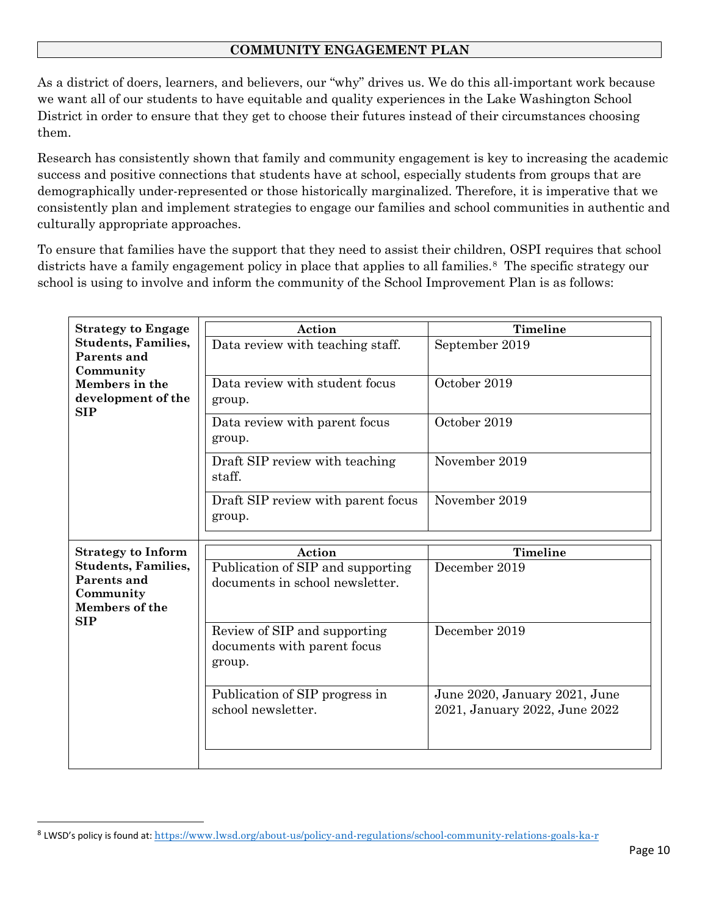## COMMUNITY ENGAGEMENT PLAN

As a district of doers, learners, and believers, our "why" drives us. We do this all-important work because we want all of our students to have equitable and quality experiences in the Lake Washington School District in order to ensure that they get to choose their futures instead of their circumstances choosing them.

Research has consistently shown that family and community engagement is key to increasing the academic success and positive connections that students have at school, especially students from groups that are demographically under-represented or those historically marginalized. Therefore, it is imperative that we consistently plan and implement strategies to engage our families and school communities in authentic and culturally appropriate approaches.

To ensure that families have the support that they need to assist their children, OSPI requires that school districts have a family engagement policy in place that applies to all families.[8] The specific strategy our school is using to involve and inform the community of the School Improvement Plan is as follows:

| | Action | Timeline |
|---|---|---|
| **Strategy to Engage Students, Families, Parents and Community Members in the development of the SIP** | Data review with teaching staff. | September 2019 |
| | Data review with student focus group. | October 2019 |
| | Data review with parent focus group. | October 2019 |
| | Draft SIP review with teaching staff. | November 2019 |
| | Draft SIP review with parent focus group. | November 2019 |
| **Strategy to Inform Students, Families, Parents and Community Members of the SIP** | Publication of SIP and supporting documents in school newsletter. | December 2019 |
| | Review of SIP and supporting documents with parent focus group. | December 2019 |
| | Publication of SIP progress in school newsletter. | June 2020, January 2021, June 2021, January 2022, June 2022 |

[8] LWSD's policy is found at: https://www.lwsd.org/about-us/policy-and-regulations/school-community-relations-goals-ka-r